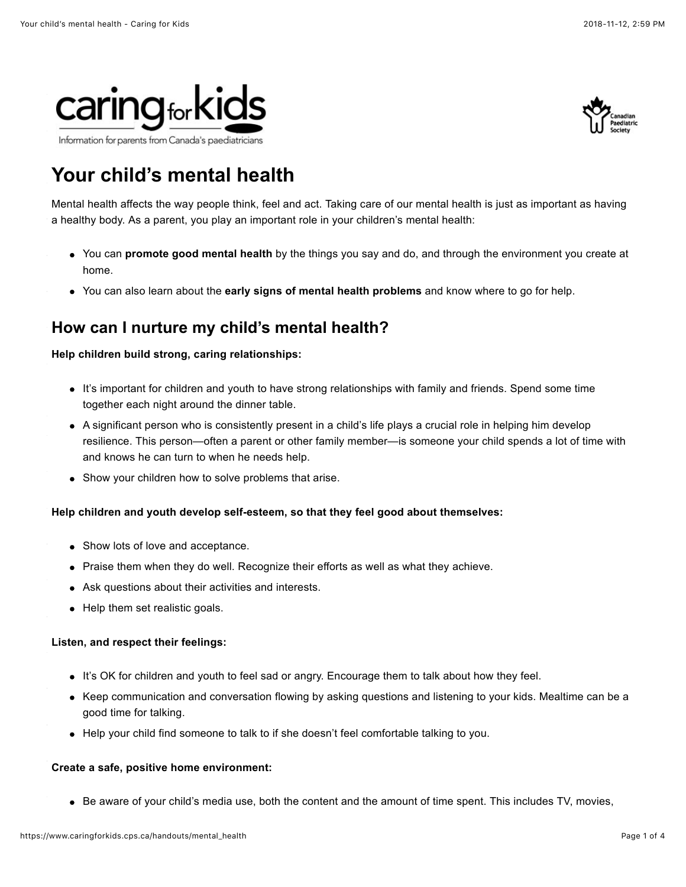caring for kids

Information for parents from Canada's paediatricians

Canadian Paediatric Society

# Your child's mental health

Mental health affects the way people think, feel and act. Taking care of our mental health is just as important as having a healthy body. As a parent, you play an important role in your children's mental health:

- You can **promote good mental health** by the things you say and do, and through the environment you create at home.
- You can also learn about the **early signs of mental health problems** and know where to go for help.

## How can I nurture my child's mental health?

**Help children build strong, caring relationships:**

- It's important for children and youth to have strong relationships with family and friends. Spend some time together each night around the dinner table.
- A significant person who is consistently present in a child's life plays a crucial role in helping him develop resilience. This person—often a parent or other family member—is someone your child spends a lot of time with and knows he can turn to when he needs help.
- Show your children how to solve problems that arise.

**Help children and youth develop self-esteem, so that they feel good about themselves:**

- Show lots of love and acceptance.
- Praise them when they do well. Recognize their efforts as well as what they achieve.
- Ask questions about their activities and interests.
- Help them set realistic goals.

**Listen, and respect their feelings:**

- It's OK for children and youth to feel sad or angry. Encourage them to talk about how they feel.
- Keep communication and conversation flowing by asking questions and listening to your kids. Mealtime can be a good time for talking.
- Help your child find someone to talk to if she doesn't feel comfortable talking to you.

**Create a safe, positive home environment:**

- Be aware of your child's media use, both the content and the amount of time spent. This includes TV, movies,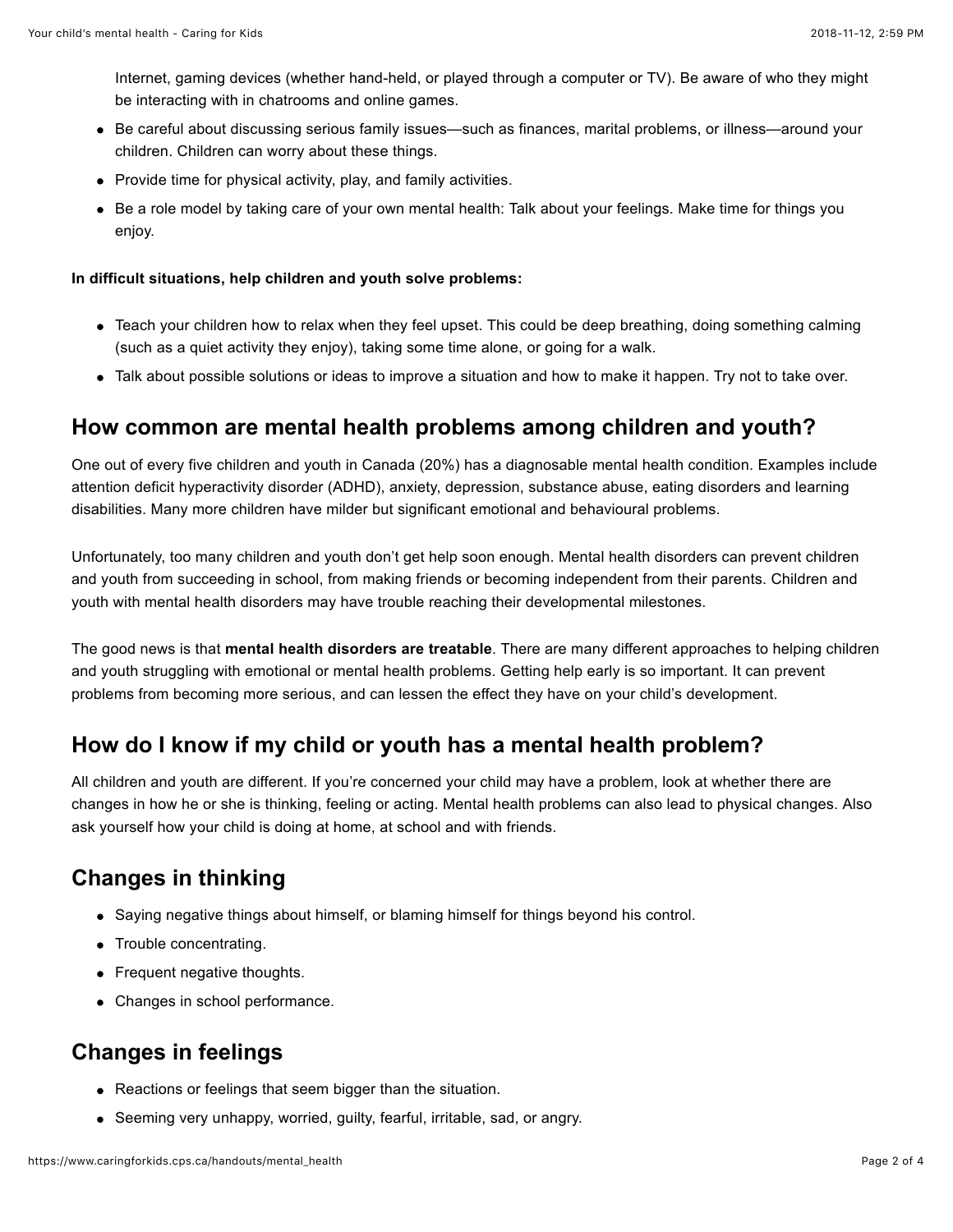Internet, gaming devices (whether hand-held, or played through a computer or TV). Be aware of who they might be interacting with in chatrooms and online games.

- Be careful about discussing serious family issues—such as finances, marital problems, or illness—around your children. Children can worry about these things.
- Provide time for physical activity, play, and family activities.
- Be a role model by taking care of your own mental health: Talk about your feelings. Make time for things you enjoy.

**In difficult situations, help children and youth solve problems:**

- Teach your children how to relax when they feel upset. This could be deep breathing, doing something calming (such as a quiet activity they enjoy), taking some time alone, or going for a walk.
- Talk about possible solutions or ideas to improve a situation and how to make it happen. Try not to take over.

## How common are mental health problems among children and youth?

One out of every five children and youth in Canada (20%) has a diagnosable mental health condition. Examples include attention deficit hyperactivity disorder (ADHD), anxiety, depression, substance abuse, eating disorders and learning disabilities. Many more children have milder but significant emotional and behavioural problems.

Unfortunately, too many children and youth don't get help soon enough. Mental health disorders can prevent children and youth from succeeding in school, from making friends or becoming independent from their parents. Children and youth with mental health disorders may have trouble reaching their developmental milestones.

The good news is that **mental health disorders are treatable**. There are many different approaches to helping children and youth struggling with emotional or mental health problems. Getting help early is so important. It can prevent problems from becoming more serious, and can lessen the effect they have on your child's development.

## How do I know if my child or youth has a mental health problem?

All children and youth are different. If you're concerned your child may have a problem, look at whether there are changes in how he or she is thinking, feeling or acting. Mental health problems can also lead to physical changes. Also ask yourself how your child is doing at home, at school and with friends.

## Changes in thinking

- Saying negative things about himself, or blaming himself for things beyond his control.
- Trouble concentrating.
- Frequent negative thoughts.
- Changes in school performance.

## Changes in feelings

- Reactions or feelings that seem bigger than the situation.
- Seeming very unhappy, worried, guilty, fearful, irritable, sad, or angry.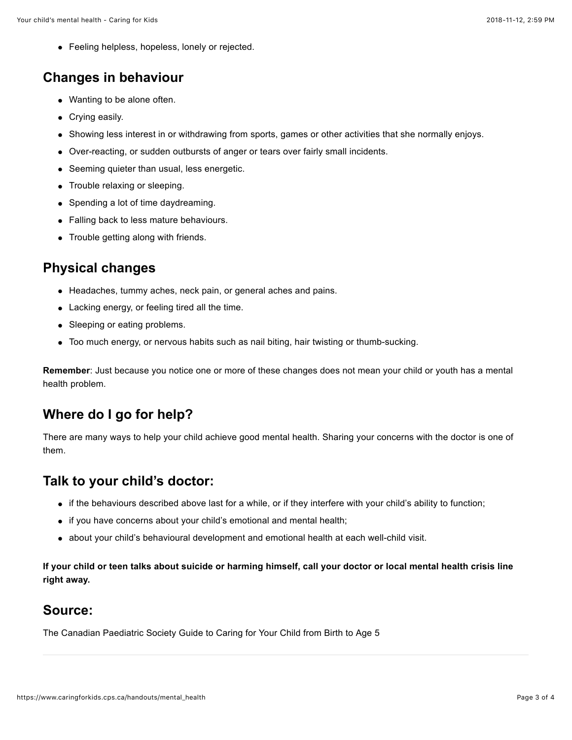- Feeling helpless, hopeless, lonely or rejected.

## Changes in behaviour

- Wanting to be alone often.
- Crying easily.
- Showing less interest in or withdrawing from sports, games or other activities that she normally enjoys.
- Over-reacting, or sudden outbursts of anger or tears over fairly small incidents.
- Seeming quieter than usual, less energetic.
- Trouble relaxing or sleeping.
- Spending a lot of time daydreaming.
- Falling back to less mature behaviours.
- Trouble getting along with friends.

## Physical changes

- Headaches, tummy aches, neck pain, or general aches and pains.
- Lacking energy, or feeling tired all the time.
- Sleeping or eating problems.
- Too much energy, or nervous habits such as nail biting, hair twisting or thumb-sucking.

**Remember**: Just because you notice one or more of these changes does not mean your child or youth has a mental health problem.

## Where do I go for help?

There are many ways to help your child achieve good mental health. Sharing your concerns with the doctor is one of them.

## Talk to your child's doctor:

- if the behaviours described above last for a while, or if they interfere with your child's ability to function;
- if you have concerns about your child's emotional and mental health;
- about your child's behavioural development and emotional health at each well-child visit.

**If your child or teen talks about suicide or harming himself, call your doctor or local mental health crisis line right away.**

## Source:

The Canadian Paediatric Society Guide to Caring for Your Child from Birth to Age 5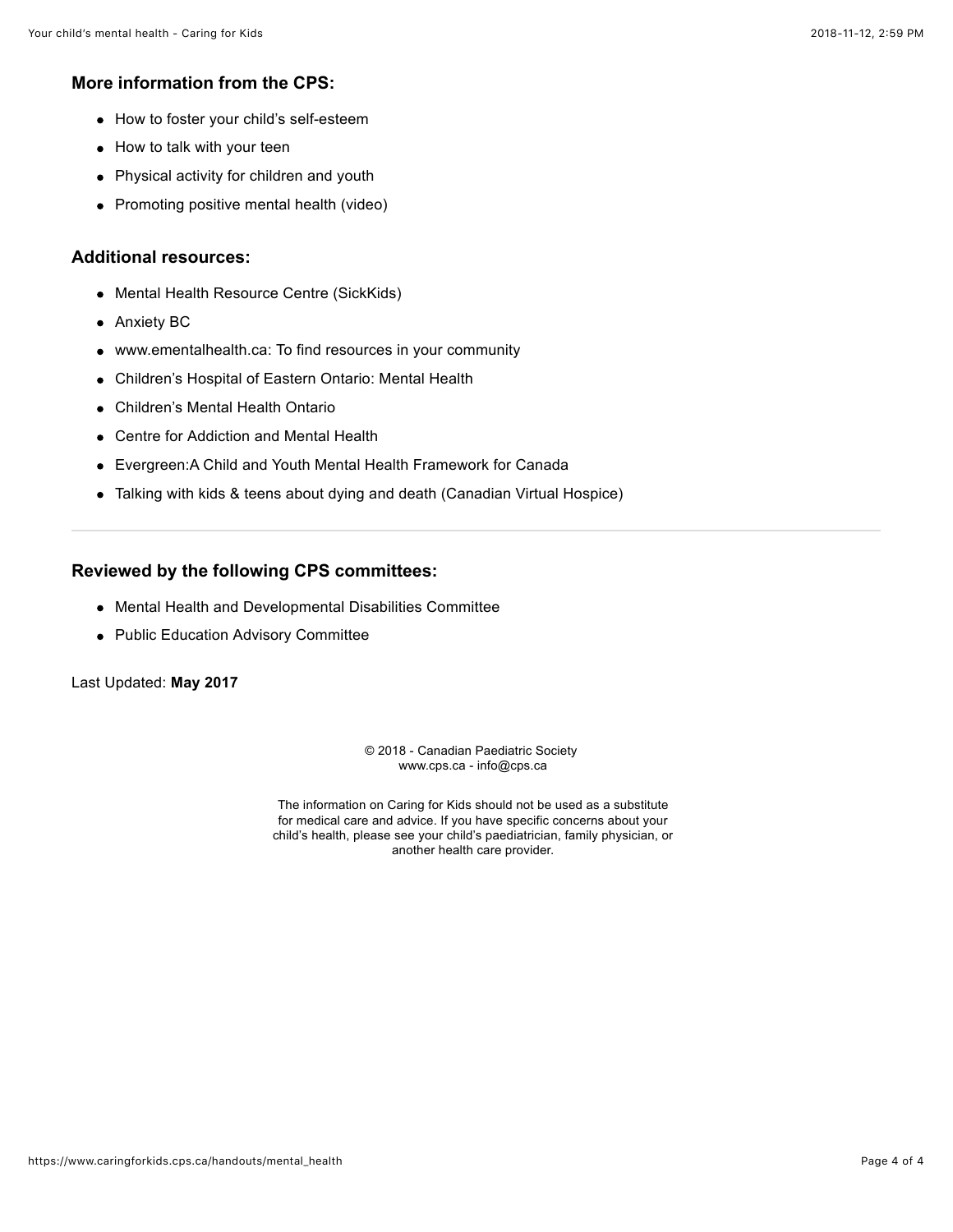### More information from the CPS:

- How to foster your child's self-esteem
- How to talk with your teen
- Physical activity for children and youth
- Promoting positive mental health (video)

### Additional resources:

- Mental Health Resource Centre (SickKids)
- Anxiety BC
- www.ementalhealth.ca: To find resources in your community
- Children's Hospital of Eastern Ontario: Mental Health
- Children's Mental Health Ontario
- Centre for Addiction and Mental Health
- Evergreen:A Child and Youth Mental Health Framework for Canada
- Talking with kids & teens about dying and death (Canadian Virtual Hospice)

---

### Reviewed by the following CPS committees:

- Mental Health and Developmental Disabilities Committee
- Public Education Advisory Committee

Last Updated: **May 2017**

© 2018 - Canadian Paediatric Society
www.cps.ca - info@cps.ca

The information on Caring for Kids should not be used as a substitute for medical care and advice. If you have specific concerns about your child's health, please see your child's paediatrician, family physician, or another health care provider.